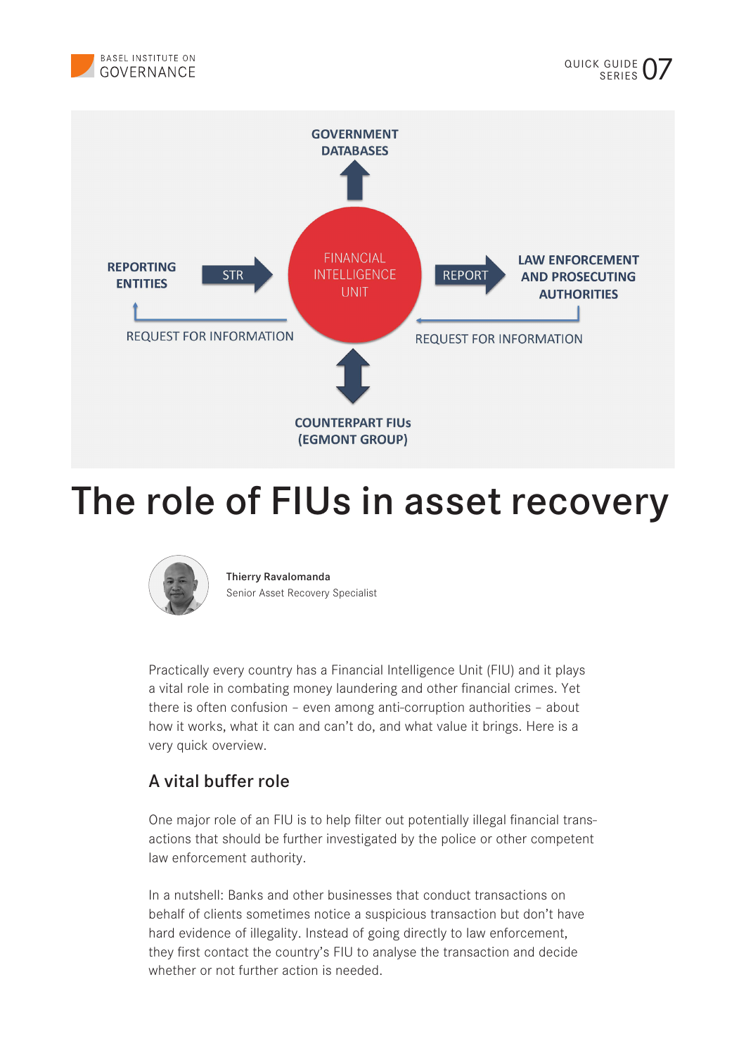GOVERNMENT DATABASES

REPORTING ENTITIES → STR → FINANCIAL INTELLIGENCE UNIT → REPORT → LAW ENFORCEMENT AND PROSECUTING AUTHORITIES

REQUEST FOR INFORMATION

REQUEST FOR INFORMATION

COUNTERPART FIUs (EGMONT GROUP)

# The role of FIUs in asset recovery

**Thierry Ravalomanda**
Senior Asset Recovery Specialist

Practically every country has a Financial Intelligence Unit (FIU) and it plays a vital role in combating money laundering and other financial crimes. Yet there is often confusion – even among anti-corruption authorities – about how it works, what it can and can't do, and what value it brings. Here is a very quick overview.

## A vital buffer role

One major role of an FIU is to help filter out potentially illegal financial transactions that should be further investigated by the police or other competent law enforcement authority.

In a nutshell: Banks and other businesses that conduct transactions on behalf of clients sometimes notice a suspicious transaction but don't have hard evidence of illegality. Instead of going directly to law enforcement, they first contact the country's FIU to analyse the transaction and decide whether or not further action is needed.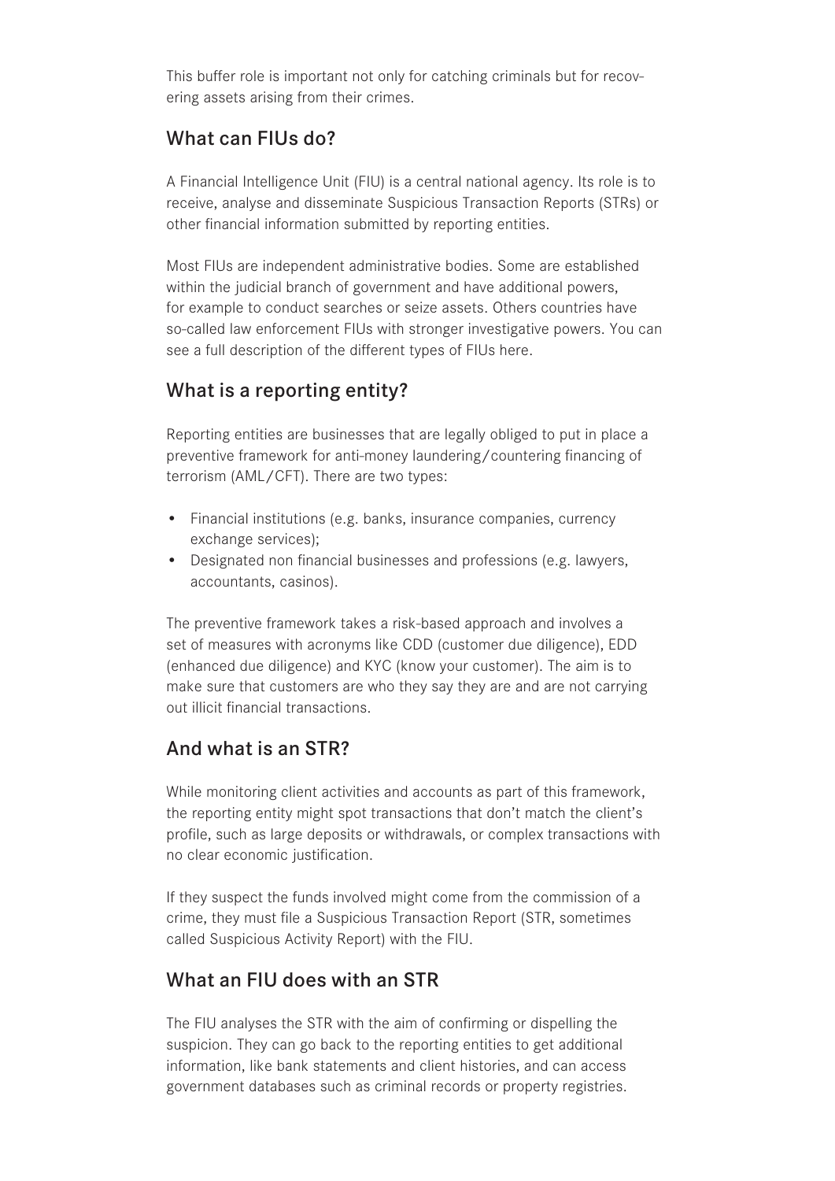This buffer role is important not only for catching criminals but for recovering assets arising from their crimes.

## What can FIUs do?

A Financial Intelligence Unit (FIU) is a central national agency. Its role is to receive, analyse and disseminate Suspicious Transaction Reports (STRs) or other financial information submitted by reporting entities.

Most FIUs are independent administrative bodies. Some are established within the judicial branch of government and have additional powers, for example to conduct searches or seize assets. Others countries have so-called law enforcement FIUs with stronger investigative powers. You can see a full description of the different types of FIUs here.

## What is a reporting entity?

Reporting entities are businesses that are legally obliged to put in place a preventive framework for anti-money laundering/countering financing of terrorism (AML/CFT). There are two types:

- Financial institutions (e.g. banks, insurance companies, currency exchange services);
- Designated non financial businesses and professions (e.g. lawyers, accountants, casinos).

The preventive framework takes a risk-based approach and involves a set of measures with acronyms like CDD (customer due diligence), EDD (enhanced due diligence) and KYC (know your customer). The aim is to make sure that customers are who they say they are and are not carrying out illicit financial transactions.

## And what is an STR?

While monitoring client activities and accounts as part of this framework, the reporting entity might spot transactions that don't match the client's profile, such as large deposits or withdrawals, or complex transactions with no clear economic justification.

If they suspect the funds involved might come from the commission of a crime, they must file a Suspicious Transaction Report (STR, sometimes called Suspicious Activity Report) with the FIU.

## What an FIU does with an STR

The FIU analyses the STR with the aim of confirming or dispelling the suspicion. They can go back to the reporting entities to get additional information, like bank statements and client histories, and can access government databases such as criminal records or property registries.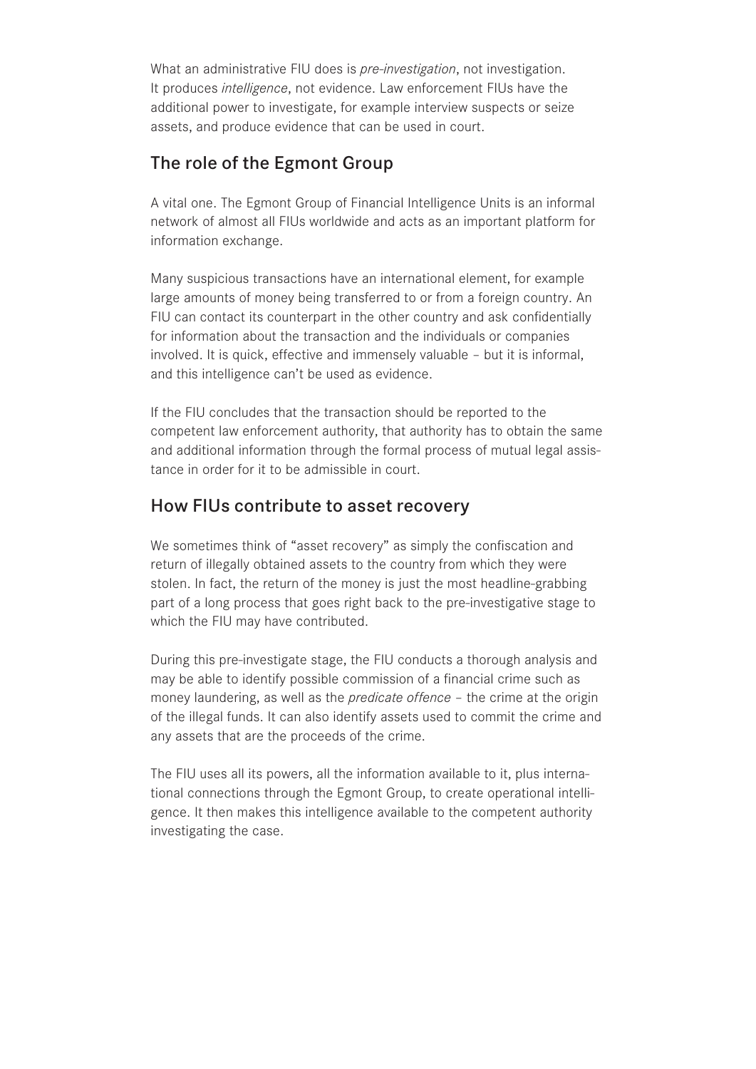What an administrative FIU does is *pre-investigation*, not investigation. It produces *intelligence*, not evidence. Law enforcement FIUs have the additional power to investigate, for example interview suspects or seize assets, and produce evidence that can be used in court.

## The role of the Egmont Group

A vital one. The Egmont Group of Financial Intelligence Units is an informal network of almost all FIUs worldwide and acts as an important platform for information exchange.

Many suspicious transactions have an international element, for example large amounts of money being transferred to or from a foreign country. An FIU can contact its counterpart in the other country and ask confidentially for information about the transaction and the individuals or companies involved. It is quick, effective and immensely valuable – but it is informal, and this intelligence can't be used as evidence.

If the FIU concludes that the transaction should be reported to the competent law enforcement authority, that authority has to obtain the same and additional information through the formal process of mutual legal assistance in order for it to be admissible in court.

## How FIUs contribute to asset recovery

We sometimes think of "asset recovery" as simply the confiscation and return of illegally obtained assets to the country from which they were stolen. In fact, the return of the money is just the most headline-grabbing part of a long process that goes right back to the pre-investigative stage to which the FIU may have contributed.

During this pre-investigate stage, the FIU conducts a thorough analysis and may be able to identify possible commission of a financial crime such as money laundering, as well as the *predicate offence* – the crime at the origin of the illegal funds. It can also identify assets used to commit the crime and any assets that are the proceeds of the crime.

The FIU uses all its powers, all the information available to it, plus international connections through the Egmont Group, to create operational intelligence. It then makes this intelligence available to the competent authority investigating the case.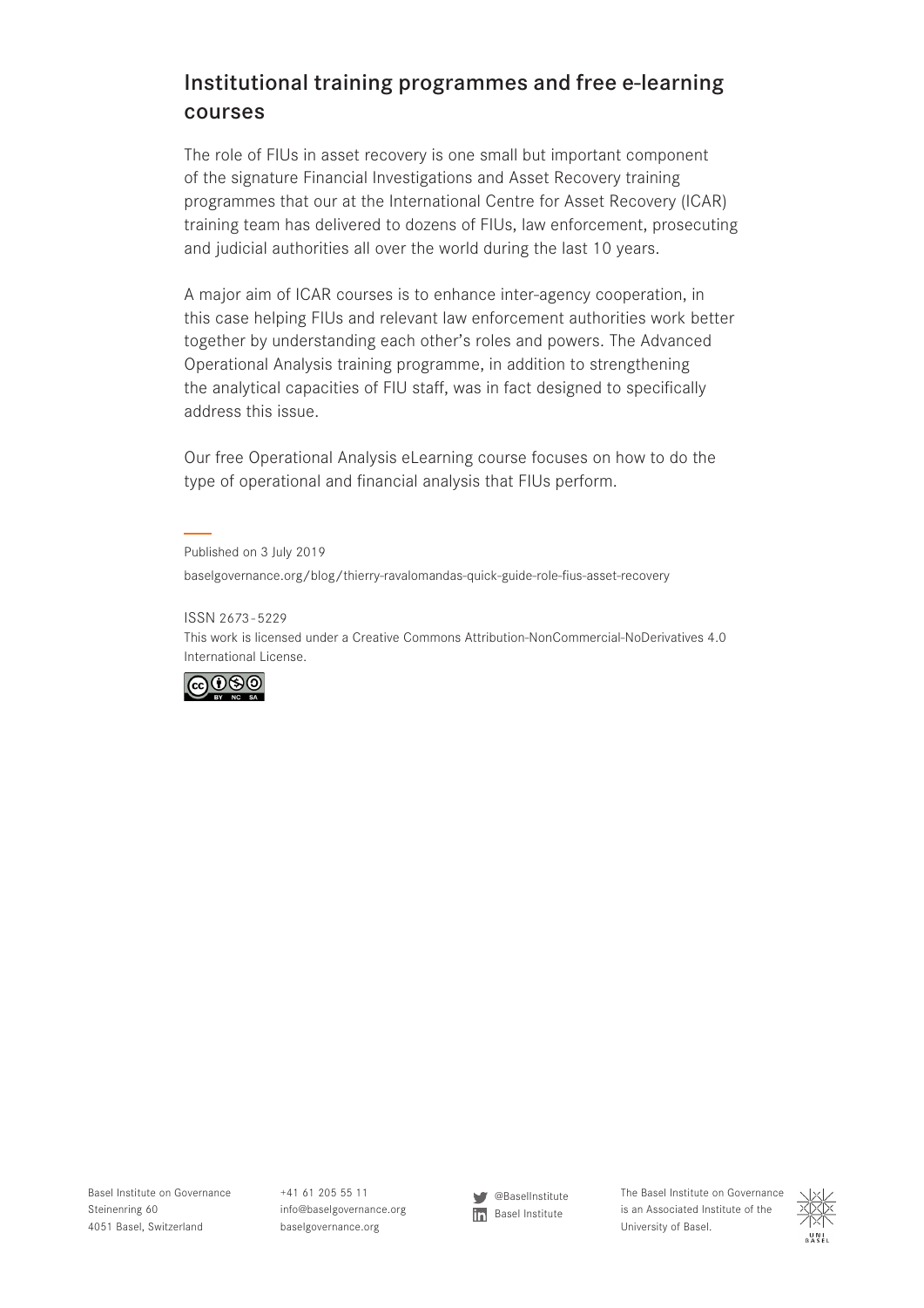## Institutional training programmes and free e-learning courses

The role of FIUs in asset recovery is one small but important component of the signature Financial Investigations and Asset Recovery training programmes that our at the International Centre for Asset Recovery (ICAR) training team has delivered to dozens of FIUs, law enforcement, prosecuting and judicial authorities all over the world during the last 10 years.

A major aim of ICAR courses is to enhance inter-agency cooperation, in this case helping FIUs and relevant law enforcement authorities work better together by understanding each other's roles and powers. The Advanced Operational Analysis training programme, in addition to strengthening the analytical capacities of FIU staff, was in fact designed to specifically address this issue.

Our free Operational Analysis eLearning course focuses on how to do the type of operational and financial analysis that FIUs perform.

---

Published on 3 July 2019

baselgovernance.org/blog/thierry-ravalomandas-quick-guide-role-fius-asset-recovery

ISSN 2673-5229

This work is licensed under a Creative Commons Attribution-NonCommercial-NoDerivatives 4.0 International License.

Basel Institute on Governance
Steinenring 60
4051 Basel, Switzerland

+41 61 205 55 11
info@baselgovernance.org
baselgovernance.org

@BaselInstitute
Basel Institute

The Basel Institute on Governance is an Associated Institute of the University of Basel.